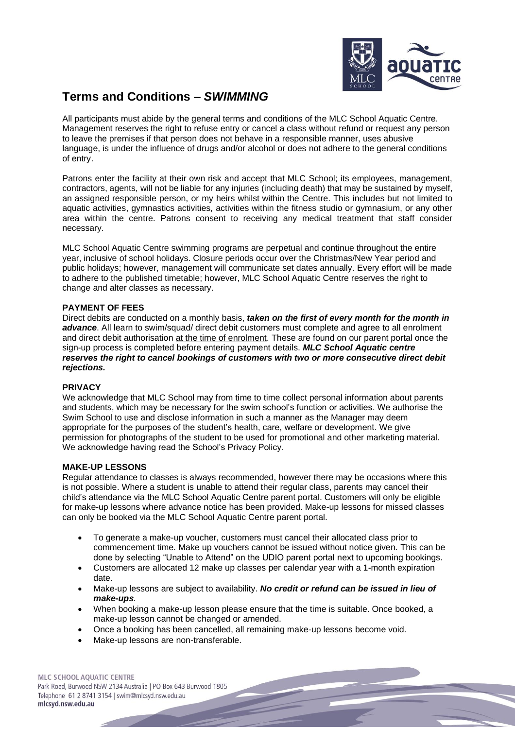# Terms and Conditions – *SWIMMING*

All participants must abide by the general terms and conditions of the MLC School Aquatic Centre. Management reserves the right to refuse entry or cancel a class without refund or request any person to leave the premises if that person does not behave in a responsible manner, uses abusive language, is under the influence of drugs and/or alcohol or does not adhere to the general conditions of entry.

Patrons enter the facility at their own risk and accept that MLC School; its employees, management, contractors, agents, will not be liable for any injuries (including death) that may be sustained by myself, an assigned responsible person, or my heirs whilst within the Centre. This includes but not limited to aquatic activities, gymnastics activities, activities within the fitness studio or gymnasium, or any other area within the centre. Patrons consent to receiving any medical treatment that staff consider necessary.

MLC School Aquatic Centre swimming programs are perpetual and continue throughout the entire year, inclusive of school holidays. Closure periods occur over the Christmas/New Year period and public holidays; however, management will communicate set dates annually. Every effort will be made to adhere to the published timetable; however, MLC School Aquatic Centre reserves the right to change and alter classes as necessary.

**PAYMENT OF FEES**

Direct debits are conducted on a monthly basis, ***taken on the first of every month for the month in advance***. All learn to swim/squad/ direct debit customers must complete and agree to all enrolment and direct debit authorisation <u>at the time of enrolment</u>. These are found on our parent portal once the sign-up process is completed before entering payment details. ***MLC School Aquatic centre reserves the right to cancel bookings of customers with two or more consecutive direct debit rejections.***

**PRIVACY**

We acknowledge that MLC School may from time to time collect personal information about parents and students, which may be necessary for the swim school's function or activities. We authorise the Swim School to use and disclose information in such a manner as the Manager may deem appropriate for the purposes of the student's health, care, welfare or development. We give permission for photographs of the student to be used for promotional and other marketing material. We acknowledge having read the School's Privacy Policy.

**MAKE-UP LESSONS**

Regular attendance to classes is always recommended, however there may be occasions where this is not possible. Where a student is unable to attend their regular class, parents may cancel their child's attendance via the MLC School Aquatic Centre parent portal. Customers will only be eligible for make-up lessons where advance notice has been provided. Make-up lessons for missed classes can only be booked via the MLC School Aquatic Centre parent portal.

- To generate a make-up voucher, customers must cancel their allocated class prior to commencement time. Make up vouchers cannot be issued without notice given. This can be done by selecting "Unable to Attend" on the UDIO parent portal next to upcoming bookings.
- Customers are allocated 12 make up classes per calendar year with a 1-month expiration date.
- Make-up lessons are subject to availability. ***No credit or refund can be issued in lieu of make-ups.***
- When booking a make-up lesson please ensure that the time is suitable. Once booked, a make-up lesson cannot be changed or amended.
- Once a booking has been cancelled, all remaining make-up lessons become void.
- Make-up lessons are non-transferable.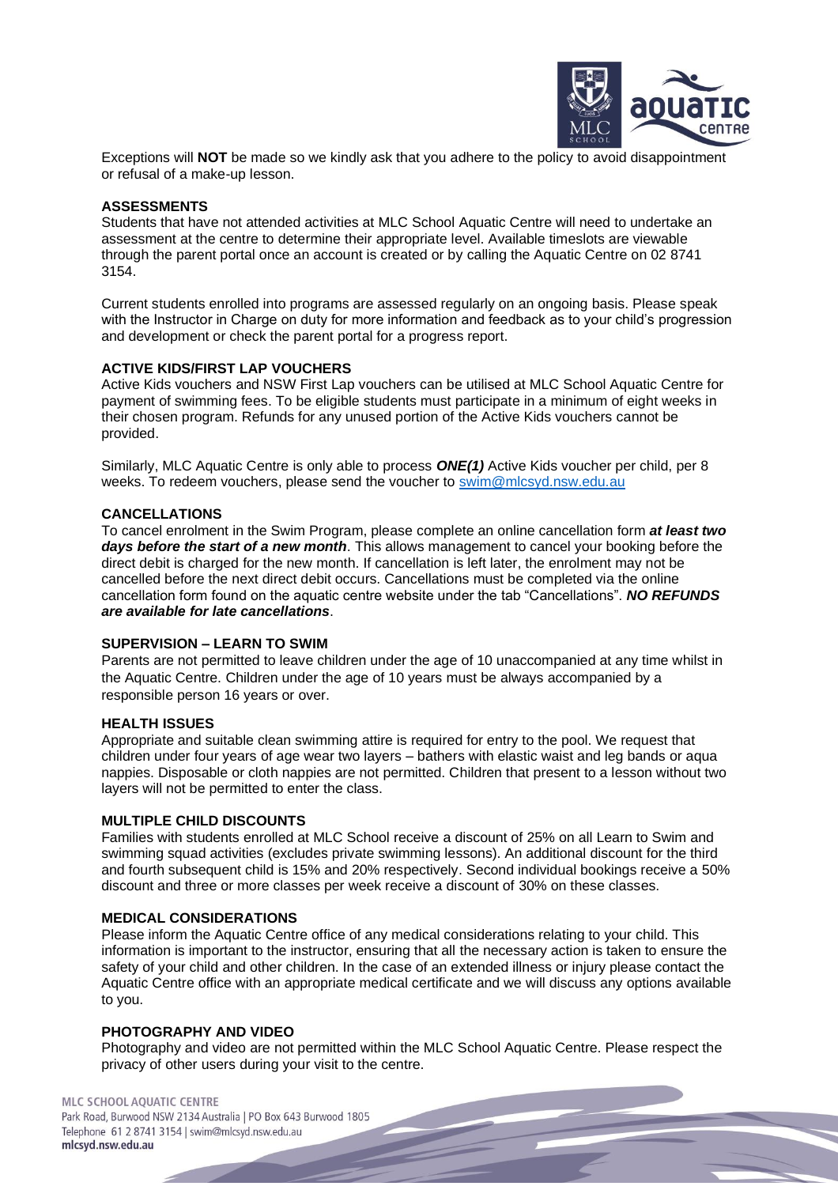Exceptions will **NOT** be made so we kindly ask that you adhere to the policy to avoid disappointment or refusal of a make-up lesson.

**ASSESSMENTS**

Students that have not attended activities at MLC School Aquatic Centre will need to undertake an assessment at the centre to determine their appropriate level. Available timeslots are viewable through the parent portal once an account is created or by calling the Aquatic Centre on 02 8741 3154.

Current students enrolled into programs are assessed regularly on an ongoing basis. Please speak with the Instructor in Charge on duty for more information and feedback as to your child's progression and development or check the parent portal for a progress report.

**ACTIVE KIDS/FIRST LAP VOUCHERS**

Active Kids vouchers and NSW First Lap vouchers can be utilised at MLC School Aquatic Centre for payment of swimming fees. To be eligible students must participate in a minimum of eight weeks in their chosen program. Refunds for any unused portion of the Active Kids vouchers cannot be provided.

Similarly, MLC Aquatic Centre is only able to process ***ONE(1)*** Active Kids voucher per child, per 8 weeks. To redeem vouchers, please send the voucher to swim@mlcsyd.nsw.edu.au

**CANCELLATIONS**

To cancel enrolment in the Swim Program, please complete an online cancellation form ***at least two days before the start of a new month***. This allows management to cancel your booking before the direct debit is charged for the new month. If cancellation is left later, the enrolment may not be cancelled before the next direct debit occurs. Cancellations must be completed via the online cancellation form found on the aquatic centre website under the tab "Cancellations". ***NO REFUNDS are available for late cancellations***.

**SUPERVISION – LEARN TO SWIM**

Parents are not permitted to leave children under the age of 10 unaccompanied at any time whilst in the Aquatic Centre. Children under the age of 10 years must be always accompanied by a responsible person 16 years or over.

**HEALTH ISSUES**

Appropriate and suitable clean swimming attire is required for entry to the pool. We request that children under four years of age wear two layers – bathers with elastic waist and leg bands or aqua nappies. Disposable or cloth nappies are not permitted. Children that present to a lesson without two layers will not be permitted to enter the class.

**MULTIPLE CHILD DISCOUNTS**

Families with students enrolled at MLC School receive a discount of 25% on all Learn to Swim and swimming squad activities (excludes private swimming lessons). An additional discount for the third and fourth subsequent child is 15% and 20% respectively. Second individual bookings receive a 50% discount and three or more classes per week receive a discount of 30% on these classes.

**MEDICAL CONSIDERATIONS**

Please inform the Aquatic Centre office of any medical considerations relating to your child. This information is important to the instructor, ensuring that all the necessary action is taken to ensure the safety of your child and other children. In the case of an extended illness or injury please contact the Aquatic Centre office with an appropriate medical certificate and we will discuss any options available to you.

**PHOTOGRAPHY AND VIDEO**

Photography and video are not permitted within the MLC School Aquatic Centre. Please respect the privacy of other users during your visit to the centre.